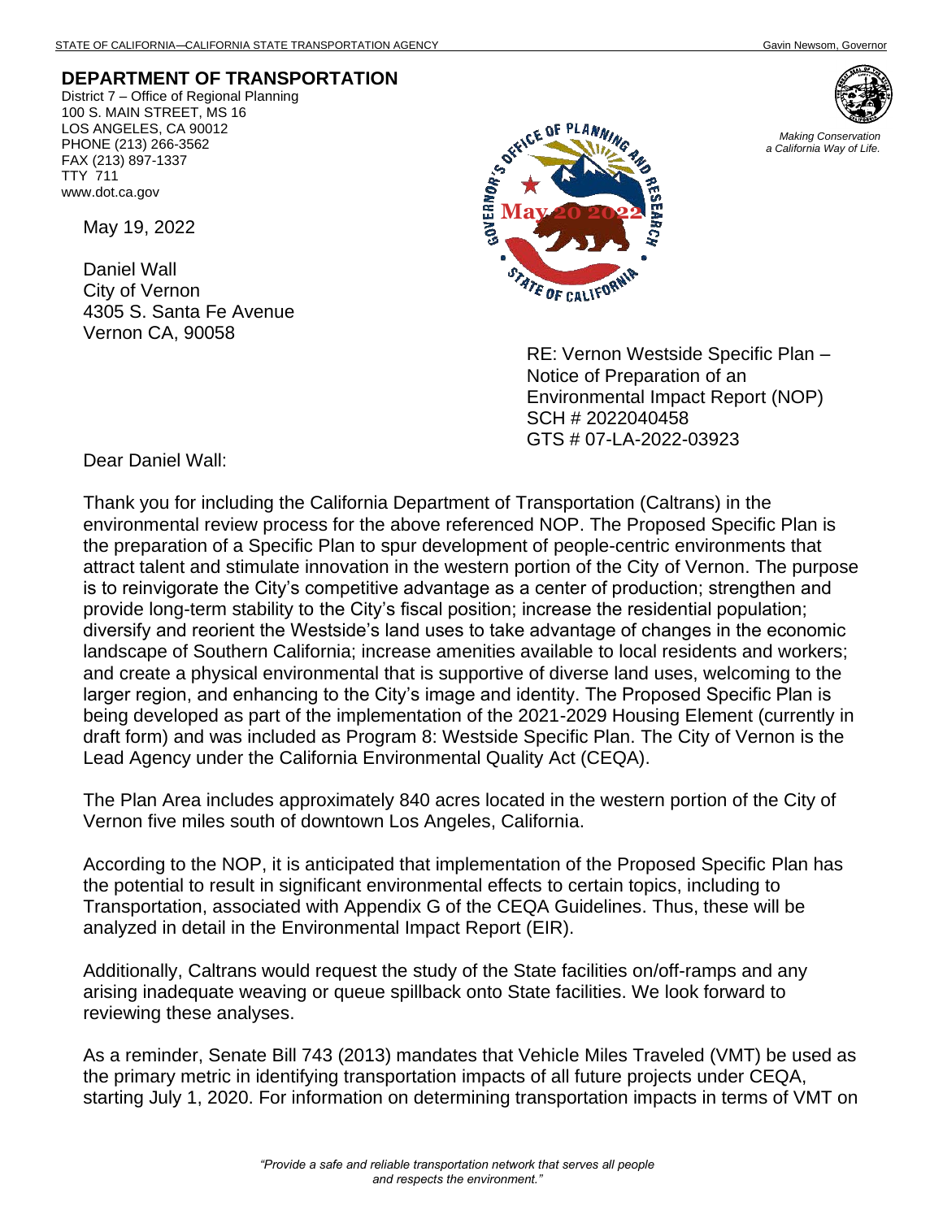STATE OF CALIFORNIA—CALIFORNIA STATE TRANSPORTATION AGENCY Gavin Newsom, Governor

**DEPARTMENT OF TRANSPORTATION**
District 7 – Office of Regional Planning
100 S. MAIN STREET, MS 16
LOS ANGELES, CA 90012
PHONE (213) 266-3562
FAX (213) 897-1337
TTY 711
www.dot.ca.gov

*Making Conservation a California Way of Life.*

GOVERNOR'S OFFICE OF PLANNING AND RESEARCH
May 20 2022
STATE OF CALIFORNIA

May 19, 2022

Daniel Wall
City of Vernon
4305 S. Santa Fe Avenue
Vernon CA, 90058

RE: Vernon Westside Specific Plan – Notice of Preparation of an Environmental Impact Report (NOP)
SCH # 2022040458
GTS # 07-LA-2022-03923

Dear Daniel Wall:

Thank you for including the California Department of Transportation (Caltrans) in the environmental review process for the above referenced NOP. The Proposed Specific Plan is the preparation of a Specific Plan to spur development of people-centric environments that attract talent and stimulate innovation in the western portion of the City of Vernon. The purpose is to reinvigorate the City's competitive advantage as a center of production; strengthen and provide long-term stability to the City's fiscal position; increase the residential population; diversify and reorient the Westside's land uses to take advantage of changes in the economic landscape of Southern California; increase amenities available to local residents and workers; and create a physical environmental that is supportive of diverse land uses, welcoming to the larger region, and enhancing to the City's image and identity. The Proposed Specific Plan is being developed as part of the implementation of the 2021-2029 Housing Element (currently in draft form) and was included as Program 8: Westside Specific Plan. The City of Vernon is the Lead Agency under the California Environmental Quality Act (CEQA).

The Plan Area includes approximately 840 acres located in the western portion of the City of Vernon five miles south of downtown Los Angeles, California.

According to the NOP, it is anticipated that implementation of the Proposed Specific Plan has the potential to result in significant environmental effects to certain topics, including to Transportation, associated with Appendix G of the CEQA Guidelines. Thus, these will be analyzed in detail in the Environmental Impact Report (EIR).

Additionally, Caltrans would request the study of the State facilities on/off-ramps and any arising inadequate weaving or queue spillback onto State facilities. We look forward to reviewing these analyses.

As a reminder, Senate Bill 743 (2013) mandates that Vehicle Miles Traveled (VMT) be used as the primary metric in identifying transportation impacts of all future projects under CEQA, starting July 1, 2020. For information on determining transportation impacts in terms of VMT on

*"Provide a safe and reliable transportation network that serves all people and respects the environment."*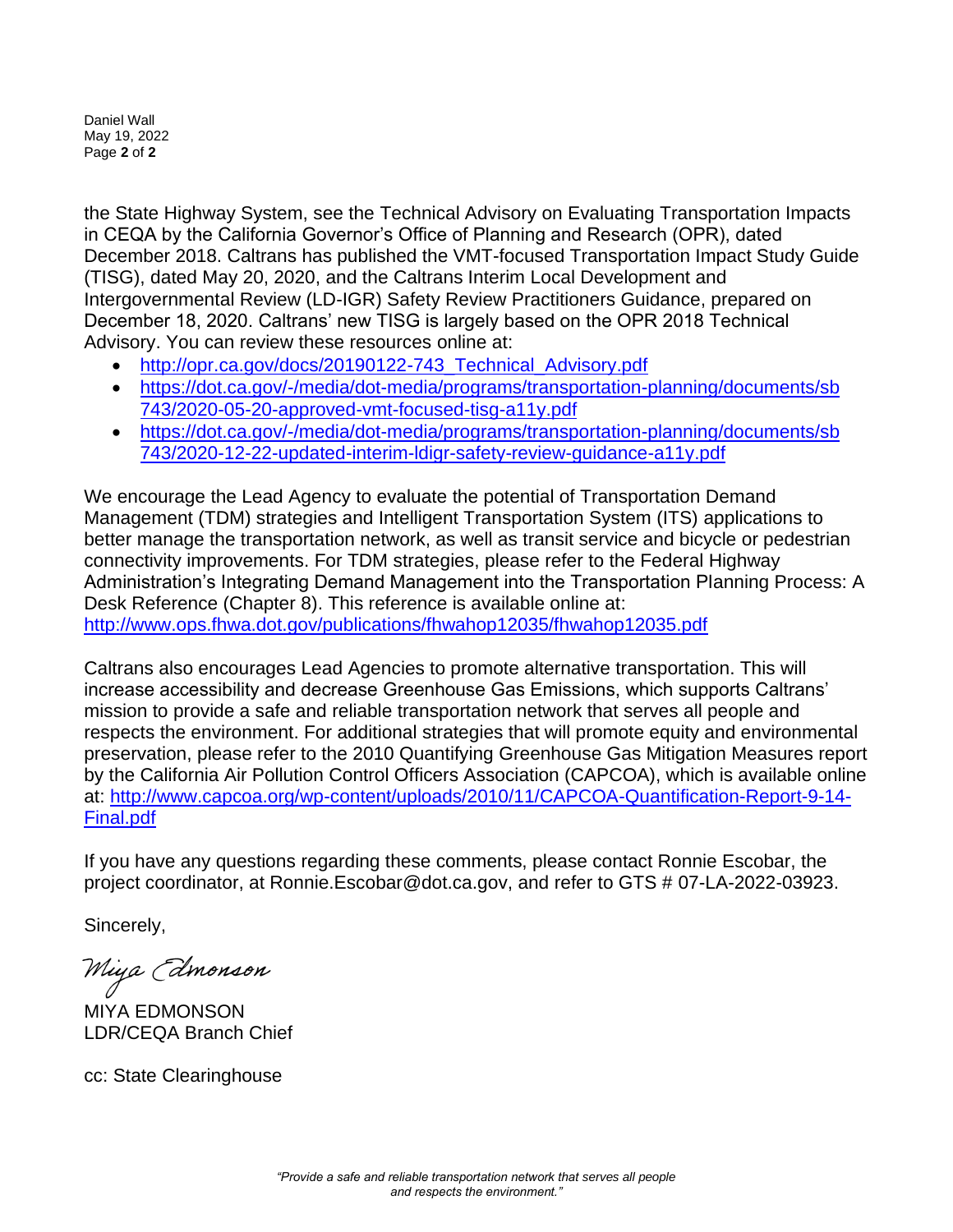the State Highway System, see the Technical Advisory on Evaluating Transportation Impacts in CEQA by the California Governor's Office of Planning and Research (OPR), dated December 2018. Caltrans has published the VMT-focused Transportation Impact Study Guide (TISG), dated May 20, 2020, and the Caltrans Interim Local Development and Intergovernmental Review (LD-IGR) Safety Review Practitioners Guidance, prepared on December 18, 2020. Caltrans' new TISG is largely based on the OPR 2018 Technical Advisory. You can review these resources online at:

- http://opr.ca.gov/docs/20190122-743_Technical_Advisory.pdf
- https://dot.ca.gov/-/media/dot-media/programs/transportation-planning/documents/sb743/2020-05-20-approved-vmt-focused-tisg-a11y.pdf
- https://dot.ca.gov/-/media/dot-media/programs/transportation-planning/documents/sb743/2020-12-22-updated-interim-ldigr-safety-review-guidance-a11y.pdf

We encourage the Lead Agency to evaluate the potential of Transportation Demand Management (TDM) strategies and Intelligent Transportation System (ITS) applications to better manage the transportation network, as well as transit service and bicycle or pedestrian connectivity improvements. For TDM strategies, please refer to the Federal Highway Administration's Integrating Demand Management into the Transportation Planning Process: A Desk Reference (Chapter 8). This reference is available online at: http://www.ops.fhwa.dot.gov/publications/fhwahop12035/fhwahop12035.pdf

Caltrans also encourages Lead Agencies to promote alternative transportation. This will increase accessibility and decrease Greenhouse Gas Emissions, which supports Caltrans' mission to provide a safe and reliable transportation network that serves all people and respects the environment. For additional strategies that will promote equity and environmental preservation, please refer to the 2010 Quantifying Greenhouse Gas Mitigation Measures report by the California Air Pollution Control Officers Association (CAPCOA), which is available online at: http://www.capcoa.org/wp-content/uploads/2010/11/CAPCOA-Quantification-Report-9-14-Final.pdf

If you have any questions regarding these comments, please contact Ronnie Escobar, the project coordinator, at Ronnie.Escobar@dot.ca.gov, and refer to GTS # 07-LA-2022-03923.

Sincerely,

*Miya Edmonson*

MIYA EDMONSON
LDR/CEQA Branch Chief

cc: State Clearinghouse